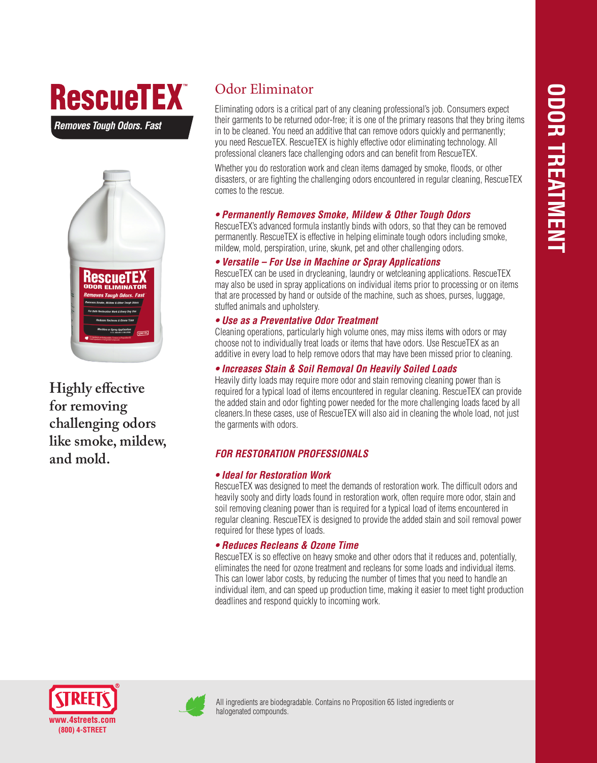# RescueTEX™

*Removes Tough Odors. Fast*

**Highly effective for removing challenging odors like smoke, mildew, and mold.**

## Odor Eliminator

Eliminating odors is a critical part of any cleaning professional's job. Consumers expect their garments to be returned odor-free; it is one of the primary reasons that they bring items in to be cleaned. You need an additive that can remove odors quickly and permanently; you need RescueTEX. RescueTEX is highly effective odor eliminating technology. All professional cleaners face challenging odors and can benefit from RescueTEX.

Whether you do restoration work and clean items damaged by smoke, floods, or other disasters, or are fighting the challenging odors encountered in regular cleaning, RescueTEX comes to the rescue.

### • *Permanently Removes Smoke, Mildew & Other Tough Odors*

RescueTEX's advanced formula instantly binds with odors, so that they can be removed permanently. RescueTEX is effective in helping eliminate tough odors including smoke, mildew, mold, perspiration, urine, skunk, pet and other challenging odors.

### • *Versatile – For Use in Machine or Spray Applications*

RescueTEX can be used in drycleaning, laundry or wetcleaning applications. RescueTEX may also be used in spray applications on individual items prior to processing or on items that are processed by hand or outside of the machine, such as shoes, purses, luggage, stuffed animals and upholstery.

### • *Use as a Preventative Odor Treatment*

Cleaning operations, particularly high volume ones, may miss items with odors or may choose not to individually treat loads or items that have odors. Use RescueTEX as an additive in every load to help remove odors that may have been missed prior to cleaning.

### • *Increases Stain & Soil Removal On Heavily Soiled Loads*

Heavily dirty loads may require more odor and stain removing cleaning power than is required for a typical load of items encountered in regular cleaning. RescueTEX can provide the added stain and odor fighting power needed for the more challenging loads faced by all cleaners.In these cases, use of RescueTEX will also aid in cleaning the whole load, not just the garments with odors.

## *FOR RESTORATION PROFESSIONALS*

### • *Ideal for Restoration Work*

RescueTEX was designed to meet the demands of restoration work. The difficult odors and heavily sooty and dirty loads found in restoration work, often require more odor, stain and soil removing cleaning power than is required for a typical load of items encountered in regular cleaning. RescueTEX is designed to provide the added stain and soil removal power required for these types of loads.

### • *Reduces Recleans & Ozone Time*

RescueTEX is so effective on heavy smoke and other odors that it reduces and, potentially, eliminates the need for ozone treatment and recleans for some loads and individual items. This can lower labor costs, by reducing the number of times that you need to handle an individual item, and can speed up production time, making it easier to meet tight production deadlines and respond quickly to incoming work.

**ODOR TREATMENT**

STREETS®
www.4streets.com
(800) 4-STREET

All ingredients are biodegradable. Contains no Proposition 65 listed ingredients or halogenated compounds.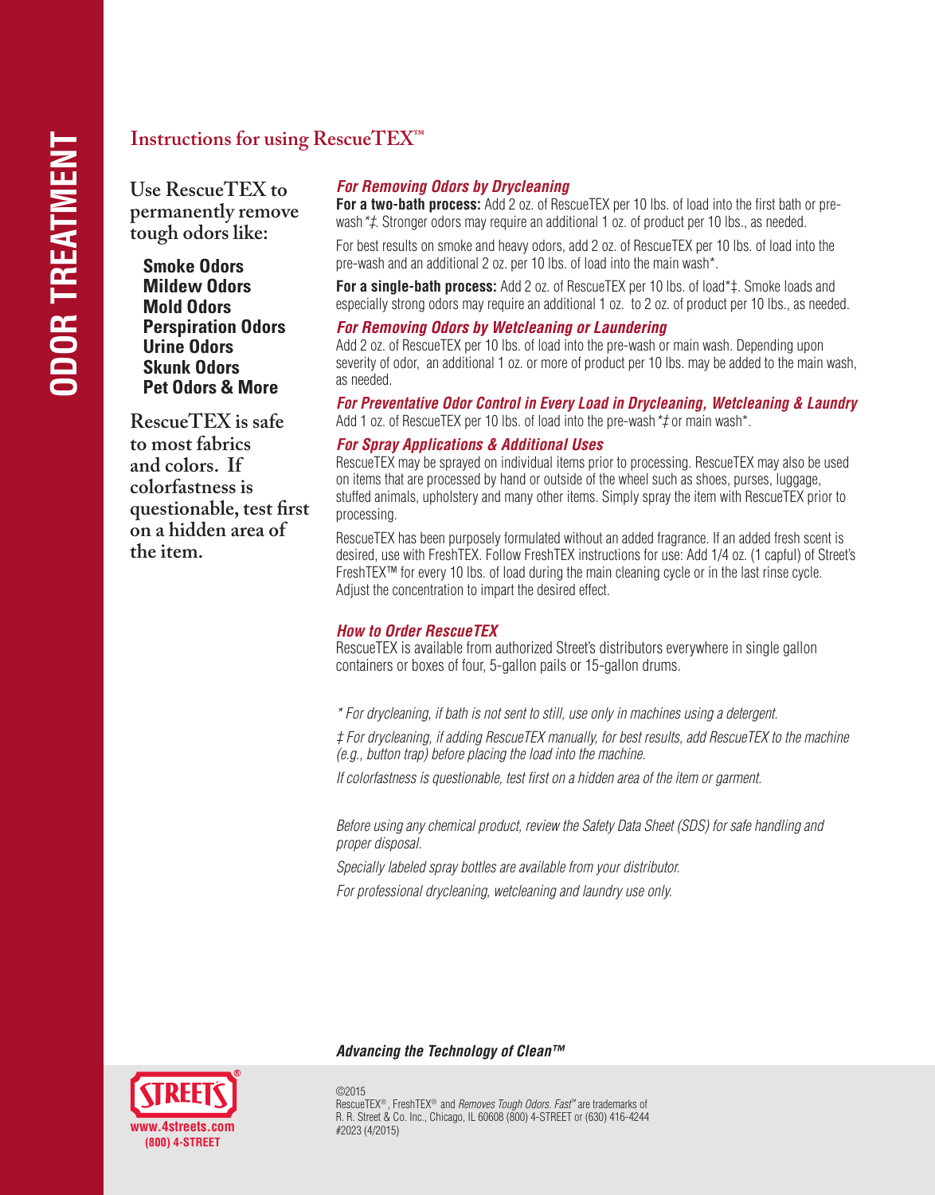# ODOR TREATMENT

## Instructions for using RescueTEX™

**Use RescueTEX to permanently remove tough odors like:**

- **Smoke Odors**
- **Mildew Odors**
- **Mold Odors**
- **Perspiration Odors**
- **Urine Odors**
- **Skunk Odors**
- **Pet Odors & More**

**RescueTEX is safe to most fabrics and colors. If colorfastness is questionable, test first on a hidden area of the item.**

### *For Removing Odors by Drycleaning*

**For a two-bath process:** Add 2 oz. of RescueTEX per 10 lbs. of load into the first bath or pre-wash *‡. Stronger odors may require an additional 1 oz. of product per 10 lbs., as needed.

For best results on smoke and heavy odors, add 2 oz. of RescueTEX per 10 lbs. of load into the pre-wash and an additional 2 oz. per 10 lbs. of load into the main wash*.

**For a single-bath process:** Add 2 oz. of RescueTEX per 10 lbs. of load*‡. Smoke loads and especially strong odors may require an additional 1 oz. to 2 oz. of product per 10 lbs., as needed.

### *For Removing Odors by Wetcleaning or Laundering*

Add 2 oz. of RescueTEX per 10 lbs. of load into the pre-wash or main wash. Depending upon severity of odor, an additional 1 oz. or more of product per 10 lbs. may be added to the main wash, as needed.

### *For Preventative Odor Control in Every Load in Drycleaning, Wetcleaning & Laundry*

Add 1 oz. of RescueTEX per 10 lbs. of load into the pre-wash *‡ or main wash*.

### *For Spray Applications & Additional Uses*

RescueTEX may be sprayed on individual items prior to processing. RescueTEX may also be used on items that are processed by hand or outside of the wheel such as shoes, purses, luggage, stuffed animals, upholstery and many other items. Simply spray the item with RescueTEX prior to processing.

RescueTEX has been purposely formulated without an added fragrance. If an added fresh scent is desired, use with FreshTEX. Follow FreshTEX instructions for use: Add 1/4 oz. (1 capful) of Street's FreshTEX™ for every 10 lbs. of load during the main cleaning cycle or in the last rinse cycle. Adjust the concentration to impart the desired effect.

### *How to Order RescueTEX*

RescueTEX is available from authorized Street's distributors everywhere in single gallon containers or boxes of four, 5-gallon pails or 15-gallon drums.

*\* For drycleaning, if bath is not sent to still, use only in machines using a detergent.*

*‡ For drycleaning, if adding RescueTEX manually, for best results, add RescueTEX to the machine (e.g., button trap) before placing the load into the machine.*

*If colorfastness is questionable, test first on a hidden area of the item or garment.*

*Before using any chemical product, review the Safety Data Sheet (SDS) for safe handling and proper disposal.*

*Specially labeled spray bottles are available from your distributor.*

*For professional drycleaning, wetcleaning and laundry use only.*

***Advancing the Technology of Clean™***

STREET'S®
www.4streets.com
(800) 4-STREET

©2015
RescueTEX®, FreshTEX® and *Removes Tough Odors. Fast*™ are trademarks of R. R. Street & Co. Inc., Chicago, IL 60608 (800) 4-STREET or (630) 416-4244
#2023 (4/2015)